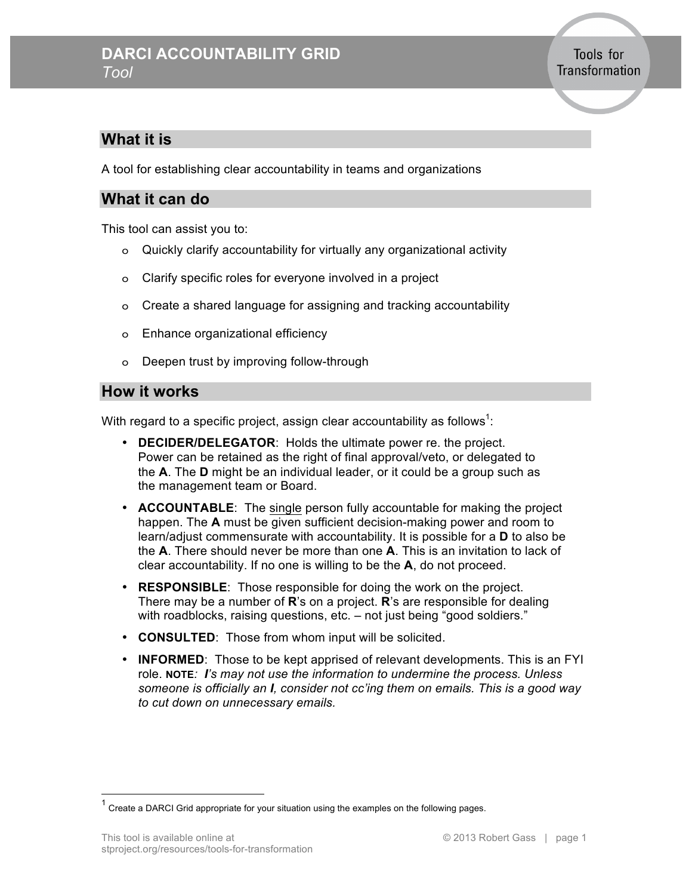# DARCI ACCOUNTABILITY GRID

*Tool*

## What it is

A tool for establishing clear accountability in teams and organizations

## What it can do

This tool can assist you to:

- Quickly clarify accountability for virtually any organizational activity
- Clarify specific roles for everyone involved in a project
- Create a shared language for assigning and tracking accountability
- Enhance organizational efficiency
- Deepen trust by improving follow-through

## How it works

With regard to a specific project, assign clear accountability as follows[1]:

- **DECIDER/DELEGATOR**: Holds the ultimate power re. the project. Power can be retained as the right of final approval/veto, or delegated to the **A**. The **D** might be an individual leader, or it could be a group such as the management team or Board.
- **ACCOUNTABLE**: The single person fully accountable for making the project happen. The **A** must be given sufficient decision-making power and room to learn/adjust commensurate with accountability. It is possible for a **D** to also be the **A**. There should never be more than one **A**. This is an invitation to lack of clear accountability. If no one is willing to be the **A**, do not proceed.
- **RESPONSIBLE**: Those responsible for doing the work on the project. There may be a number of **R**'s on a project. **R**'s are responsible for dealing with roadblocks, raising questions, etc. – not just being "good soldiers."
- **CONSULTED**: Those from whom input will be solicited.
- **INFORMED**: Those to be kept apprised of relevant developments. This is an FYI role. **NOTE**: *I's may not use the information to undermine the process. Unless someone is officially an **I**, consider not cc'ing them on emails. This is a good way to cut down on unnecessary emails.*

---

[1] Create a DARCI Grid appropriate for your situation using the examples on the following pages.

This tool is available online at stproject.org/resources/tools-for-transformation

© 2013 Robert Gass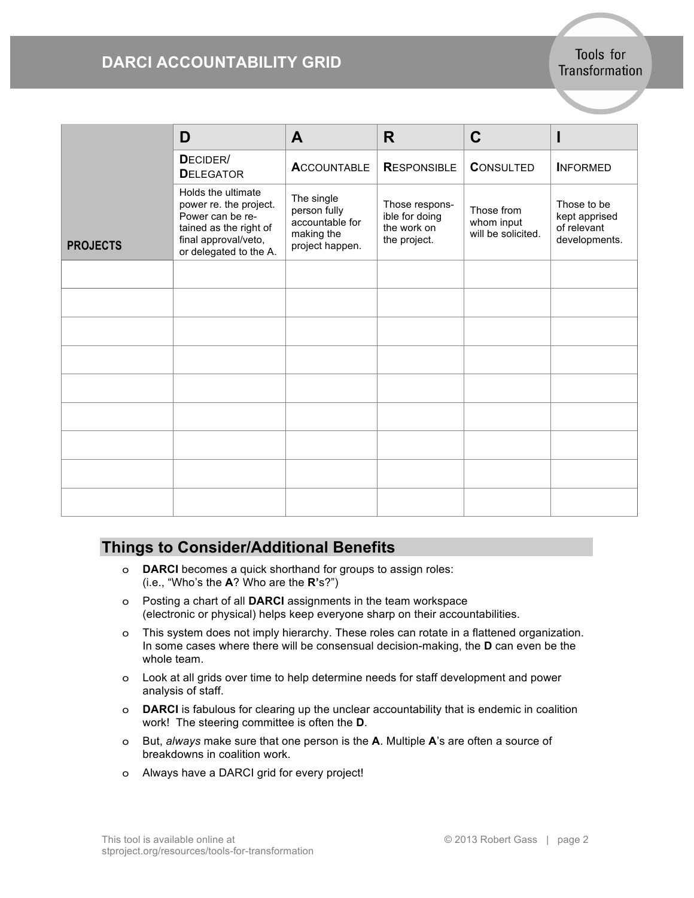# DARCI ACCOUNTABILITY GRID

| PROJECTS | D<br>**D**ECIDER/ **D**ELEGATOR<br>Holds the ultimate power re. the project. Power can be retained as the right of final approval/veto, or delegated to the A. | A<br>**A**CCOUNTABLE<br>The single person fully accountable for making the project happen. | R<br>**R**ESPONSIBLE<br>Those responsible for doing the work on the project. | C<br>**C**ONSULTED<br>Those from whom input will be solicited. | I<br>**I**NFORMED<br>Those to be kept apprised of relevant developments. |
|---|---|---|---|---|---|
| | | | | | |
| | | | | | |
| | | | | | |
| | | | | | |
| | | | | | |
| | | | | | |
| | | | | | |
| | | | | | |
| | | | | | |

## Things to Consider/Additional Benefits

- **DARCI** becomes a quick shorthand for groups to assign roles: (i.e., "Who's the **A**? Who are the **R**'s?")
- Posting a chart of all **DARCI** assignments in the team workspace (electronic or physical) helps keep everyone sharp on their accountabilities.
- This system does not imply hierarchy. These roles can rotate in a flattened organization. In some cases where there will be consensual decision-making, the **D** can even be the whole team.
- Look at all grids over time to help determine needs for staff development and power analysis of staff.
- **DARCI** is fabulous for clearing up the unclear accountability that is endemic in coalition work! The steering committee is often the **D**.
- But, *always* make sure that one person is the **A**. Multiple **A**'s are often a source of breakdowns in coalition work.
- Always have a DARCI grid for every project!

This tool is available online at stproject.org/resources/tools-for-transformation

© 2013 Robert Gass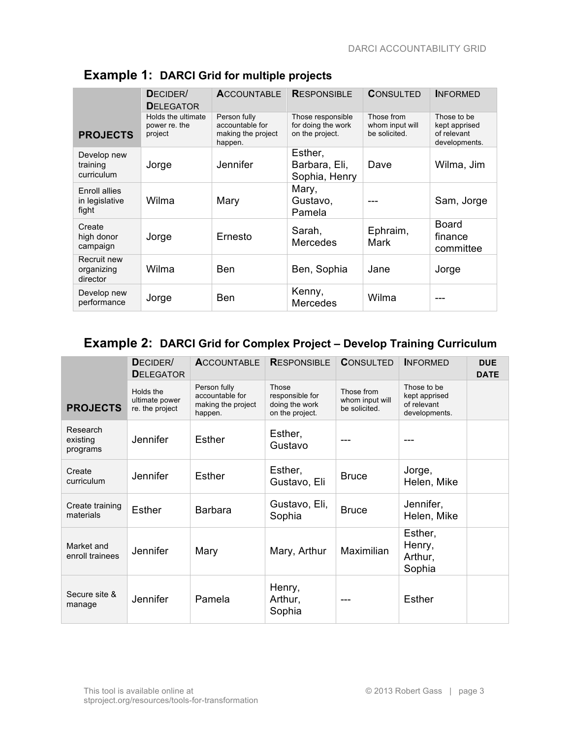## Example 1: DARCI Grid for multiple projects

| PROJECTS | DECIDER/ DELEGATOR<br>Holds the ultimate power re. the project | ACCOUNTABLE<br>Person fully accountable for making the project happen. | RESPONSIBLE<br>Those responsible for doing the work on the project. | CONSULTED<br>Those from whom input will be solicited. | INFORMED<br>Those to be kept apprised of relevant developments. |
|---|---|---|---|---|---|
| Develop new training curriculum | Jorge | Jennifer | Esther, Barbara, Eli, Sophia, Henry | Dave | Wilma, Jim |
| Enroll allies in legislative fight | Wilma | Mary | Mary, Gustavo, Pamela | --- | Sam, Jorge |
| Create high donor campaign | Jorge | Ernesto | Sarah, Mercedes | Ephraim, Mark | Board finance committee |
| Recruit new organizing director | Wilma | Ben | Ben, Sophia | Jane | Jorge |
| Develop new performance | Jorge | Ben | Kenny, Mercedes | Wilma | --- |

## Example 2: DARCI Grid for Complex Project – Develop Training Curriculum

| PROJECTS | DECIDER/ DELEGATOR<br>Holds the ultimate power re. the project | ACCOUNTABLE<br>Person fully accountable for making the project happen. | RESPONSIBLE<br>Those responsible for doing the work on the project. | CONSULTED<br>Those from whom input will be solicited. | INFORMED<br>Those to be kept apprised of relevant developments. | DUE DATE |
|---|---|---|---|---|---|---|
| Research existing programs | Jennifer | Esther | Esther, Gustavo | --- | --- | |
| Create curriculum | Jennifer | Esther | Esther, Gustavo, Eli | Bruce | Jorge, Helen, Mike | |
| Create training materials | Esther | Barbara | Gustavo, Eli, Sophia | Bruce | Jennifer, Helen, Mike | |
| Market and enroll trainees | Jennifer | Mary | Mary, Arthur | Maximilian | Esther, Henry, Arthur, Sophia | |
| Secure site & manage | Jennifer | Pamela | Henry, Arthur, Sophia | --- | Esther | |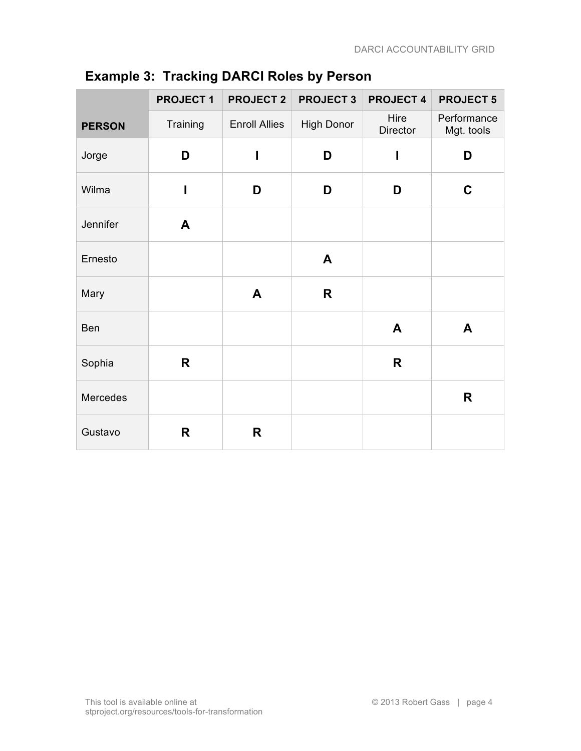## Example 3: Tracking DARCI Roles by Person

| | PROJECT 1 | PROJECT 2 | PROJECT 3 | PROJECT 4 | PROJECT 5 |
|---|---|---|---|---|---|
| **PERSON** | Training | Enroll Allies | High Donor | Hire Director | Performance Mgt. tools |
| Jorge | **D** | **I** | **D** | **I** | **D** |
| Wilma | **I** | **D** | **D** | **D** | **C** |
| Jennifer | **A** | | | | |
| Ernesto | | | **A** | | |
| Mary | | **A** | **R** | | |
| Ben | | | | **A** | **A** |
| Sophia | **R** | | | **R** | |
| Mercedes | | | | | **R** |
| Gustavo | **R** | **R** | | | |

This tool is available online at stproject.org/resources/tools-for-transformation

© 2013 Robert Gass